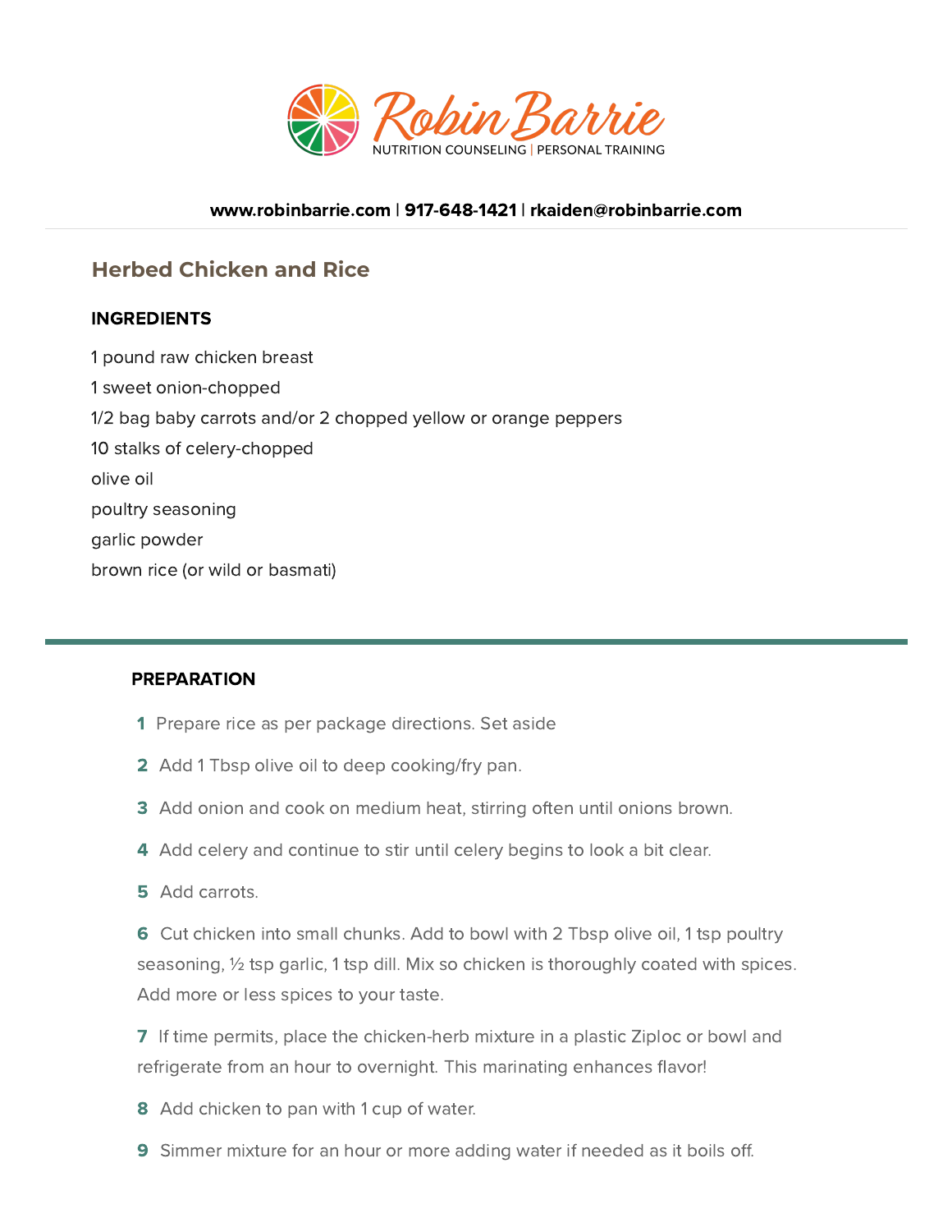Robin Barrie
NUTRITION COUNSELING | PERSONAL TRAINING

**www.robinbarrie.com | 917-648-1421 | rkaiden@robinbarrie.com**

## Herbed Chicken and Rice

### INGREDIENTS

1 pound raw chicken breast

1 sweet onion-chopped

1/2 bag baby carrots and/or 2 chopped yellow or orange peppers

10 stalks of celery-chopped

olive oil

poultry seasoning

garlic powder

brown rice (or wild or basmati)

---

### PREPARATION

1. Prepare rice as per package directions. Set aside
2. Add 1 Tbsp olive oil to deep cooking/fry pan.
3. Add onion and cook on medium heat, stirring often until onions brown.
4. Add celery and continue to stir until celery begins to look a bit clear.
5. Add carrots.
6. Cut chicken into small chunks. Add to bowl with 2 Tbsp olive oil, 1 tsp poultry seasoning, ½ tsp garlic, 1 tsp dill. Mix so chicken is thoroughly coated with spices. Add more or less spices to your taste.
7. If time permits, place the chicken-herb mixture in a plastic Ziploc or bowl and refrigerate from an hour to overnight. This marinating enhances flavor!
8. Add chicken to pan with 1 cup of water.
9. Simmer mixture for an hour or more adding water if needed as it boils off.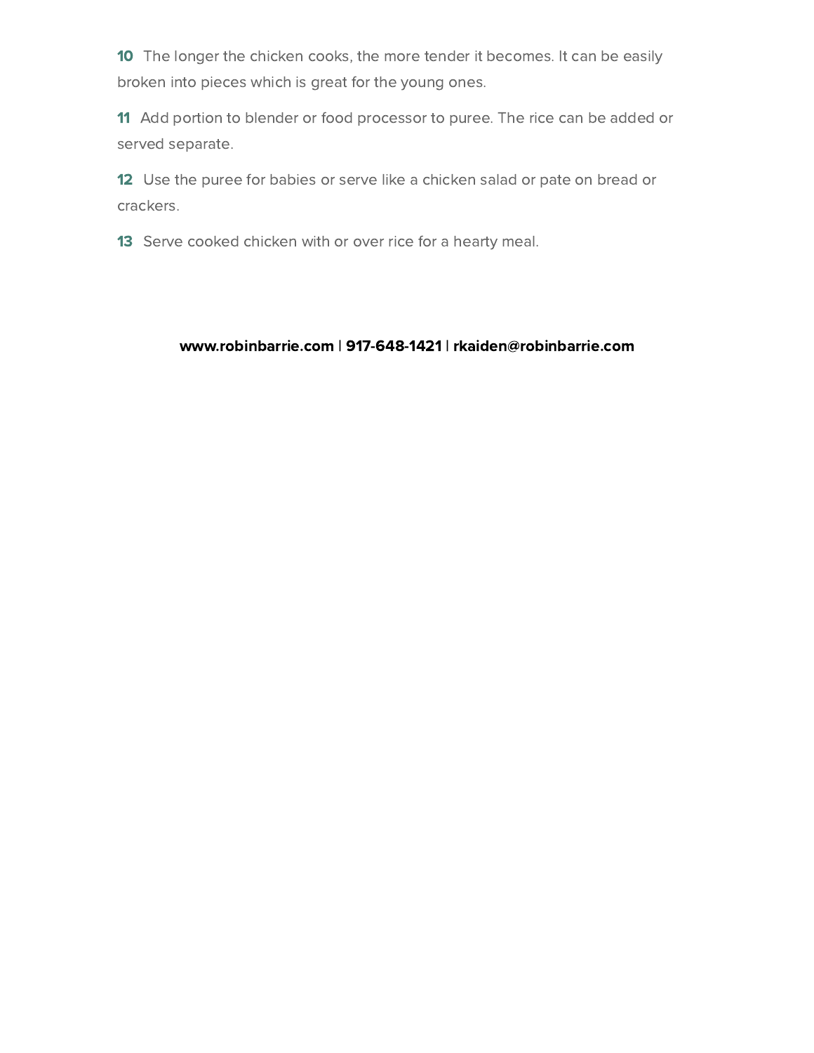10. The longer the chicken cooks, the more tender it becomes. It can be easily broken into pieces which is great for the young ones.
11. Add portion to blender or food processor to puree. The rice can be added or served separate.
12. Use the puree for babies or serve like a chicken salad or pate on bread or crackers.
13. Serve cooked chicken with or over rice for a hearty meal.

**www.robinbarrie.com | 917-648-1421 | rkaiden@robinbarrie.com**